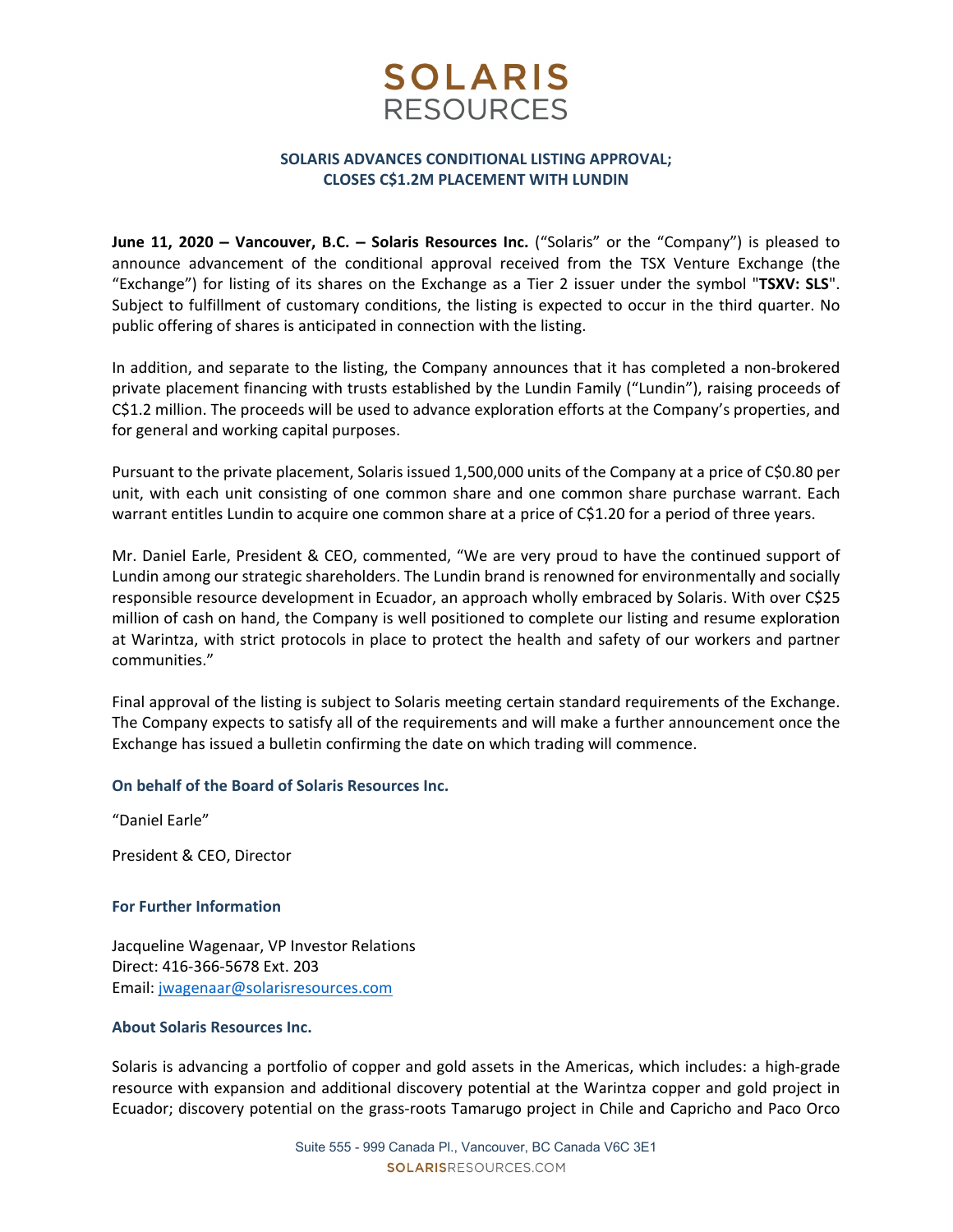# SOLARIS RESOURCES

## SOLARIS ADVANCES CONDITIONAL LISTING APPROVAL; CLOSES C$1.2M PLACEMENT WITH LUNDIN

**June 11, 2020 – Vancouver, B.C. – Solaris Resources Inc.** ("Solaris" or the "Company") is pleased to announce advancement of the conditional approval received from the TSX Venture Exchange (the "Exchange") for listing of its shares on the Exchange as a Tier 2 issuer under the symbol "**TSXV: SLS**". Subject to fulfillment of customary conditions, the listing is expected to occur in the third quarter. No public offering of shares is anticipated in connection with the listing.

In addition, and separate to the listing, the Company announces that it has completed a non-brokered private placement financing with trusts established by the Lundin Family ("Lundin"), raising proceeds of C$1.2 million. The proceeds will be used to advance exploration efforts at the Company's properties, and for general and working capital purposes.

Pursuant to the private placement, Solaris issued 1,500,000 units of the Company at a price of C$0.80 per unit, with each unit consisting of one common share and one common share purchase warrant. Each warrant entitles Lundin to acquire one common share at a price of C$1.20 for a period of three years.

Mr. Daniel Earle, President & CEO, commented, "We are very proud to have the continued support of Lundin among our strategic shareholders. The Lundin brand is renowned for environmentally and socially responsible resource development in Ecuador, an approach wholly embraced by Solaris. With over C$25 million of cash on hand, the Company is well positioned to complete our listing and resume exploration at Warintza, with strict protocols in place to protect the health and safety of our workers and partner communities."

Final approval of the listing is subject to Solaris meeting certain standard requirements of the Exchange. The Company expects to satisfy all of the requirements and will make a further announcement once the Exchange has issued a bulletin confirming the date on which trading will commence.

### On behalf of the Board of Solaris Resources Inc.

"Daniel Earle"

President & CEO, Director

### For Further Information

Jacqueline Wagenaar, VP Investor Relations
Direct: 416-366-5678 Ext. 203
Email: jwagenaar@solarisresources.com

### About Solaris Resources Inc.

Solaris is advancing a portfolio of copper and gold assets in the Americas, which includes: a high-grade resource with expansion and additional discovery potential at the Warintza copper and gold project in Ecuador; discovery potential on the grass-roots Tamarugo project in Chile and Capricho and Paco Orco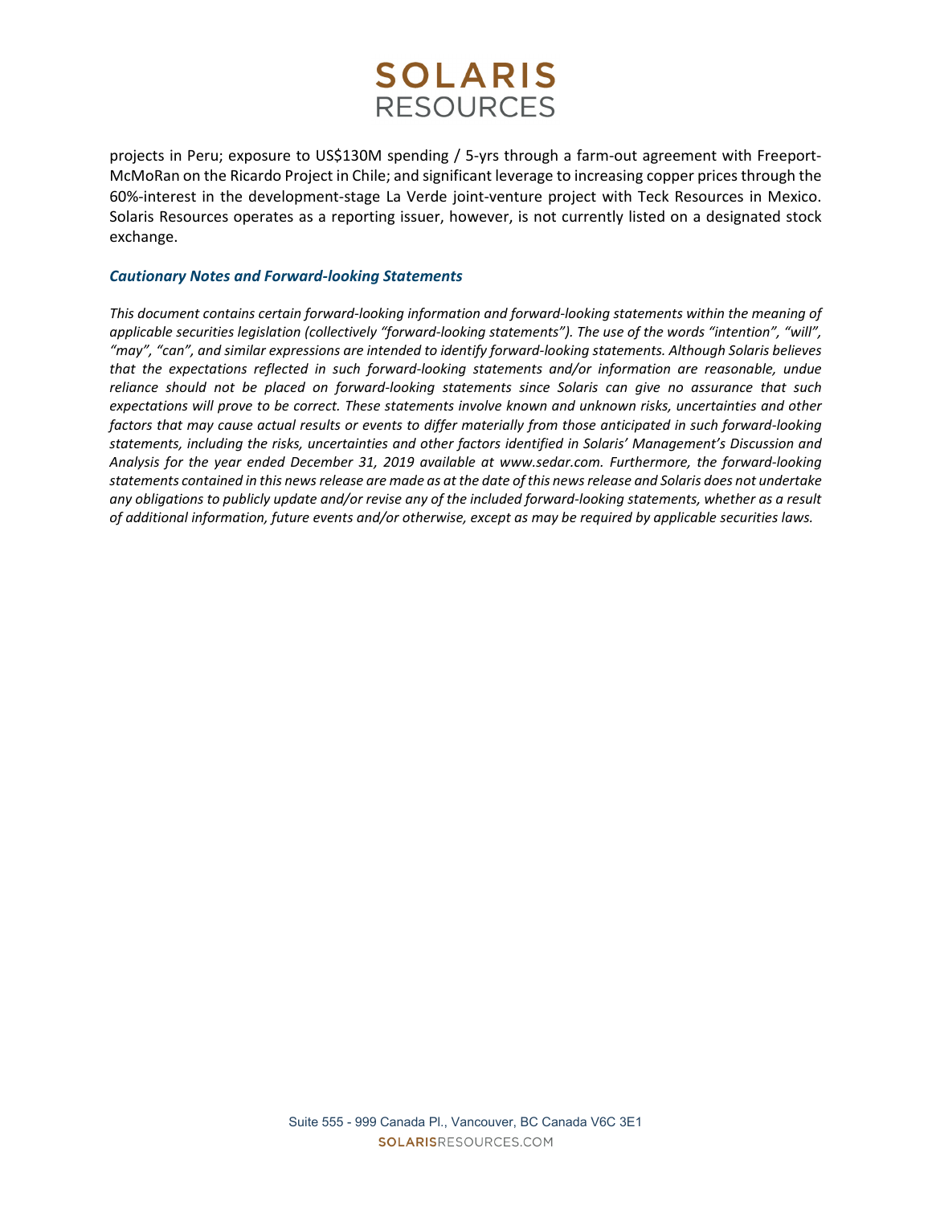projects in Peru; exposure to US$130M spending / 5-yrs through a farm-out agreement with Freeport-McMoRan on the Ricardo Project in Chile; and significant leverage to increasing copper prices through the 60%-interest in the development-stage La Verde joint-venture project with Teck Resources in Mexico. Solaris Resources operates as a reporting issuer, however, is not currently listed on a designated stock exchange.

### *Cautionary Notes and Forward-looking Statements*

*This document contains certain forward-looking information and forward-looking statements within the meaning of applicable securities legislation (collectively "forward-looking statements"). The use of the words "intention", "will", "may", "can", and similar expressions are intended to identify forward-looking statements. Although Solaris believes that the expectations reflected in such forward-looking statements and/or information are reasonable, undue reliance should not be placed on forward-looking statements since Solaris can give no assurance that such expectations will prove to be correct. These statements involve known and unknown risks, uncertainties and other factors that may cause actual results or events to differ materially from those anticipated in such forward-looking statements, including the risks, uncertainties and other factors identified in Solaris' Management's Discussion and Analysis for the year ended December 31, 2019 available at www.sedar.com. Furthermore, the forward-looking statements contained in this news release are made as at the date of this news release and Solaris does not undertake any obligations to publicly update and/or revise any of the included forward-looking statements, whether as a result of additional information, future events and/or otherwise, except as may be required by applicable securities laws.*